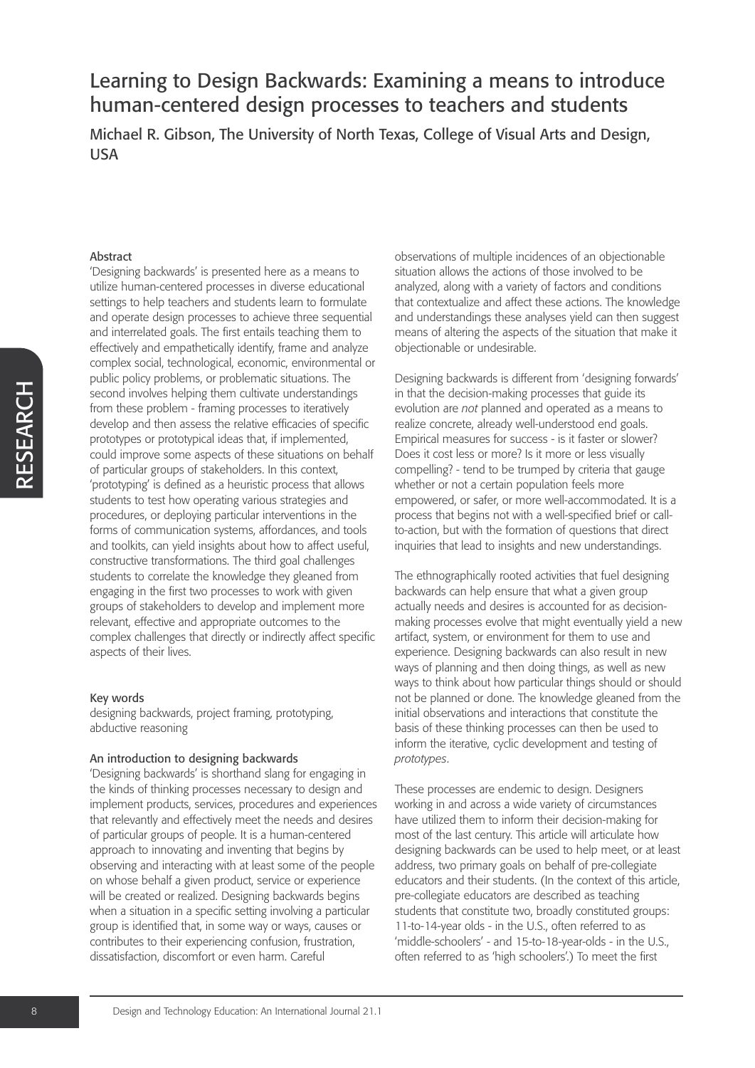# Learning to Design Backwards: Examining a means to introduce human-centered design processes to teachers and students

Michael R. Gibson, The University of North Texas, College of Visual Arts and Design, USA

## Abstract

'Designing backwards' is presented here as a means to utilize human-centered processes in diverse educational settings to help teachers and students learn to formulate and operate design processes to achieve three sequential and interrelated goals. The first entails teaching them to effectively and empathetically identify, frame and analyze complex social, technological, economic, environmental or public policy problems, or problematic situations. The second involves helping them cultivate understandings from these problem - framing processes to iteratively develop and then assess the relative efficacies of specific prototypes or prototypical ideas that, if implemented, could improve some aspects of these situations on behalf of particular groups of stakeholders. In this context, 'prototyping' is defined as a heuristic process that allows students to test how operating various strategies and procedures, or deploying particular interventions in the forms of communication systems, affordances, and tools and toolkits, can yield insights about how to affect useful, constructive transformations. The third goal challenges students to correlate the knowledge they gleaned from engaging in the first two processes to work with given groups of stakeholders to develop and implement more relevant, effective and appropriate outcomes to the complex challenges that directly or indirectly affect specific aspects of their lives.

## Key words

designing backwards, project framing, prototyping, abductive reasoning

## An introduction to designing backwards

'Designing backwards' is shorthand slang for engaging in the kinds of thinking processes necessary to design and implement products, services, procedures and experiences that relevantly and effectively meet the needs and desires of particular groups of people. It is a human-centered approach to innovating and inventing that begins by observing and interacting with at least some of the people on whose behalf a given product, service or experience will be created or realized. Designing backwards begins when a situation in a specific setting involving a particular group is identified that, in some way or ways, causes or contributes to their experiencing confusion, frustration, dissatisfaction, discomfort or even harm. Careful observations of multiple incidences of an objectionable situation allows the actions of those involved to be analyzed, along with a variety of factors and conditions that contextualize and affect these actions. The knowledge and understandings these analyses yield can then suggest means of altering the aspects of the situation that make it objectionable or undesirable.

Designing backwards is different from 'designing forwards' in that the decision-making processes that guide its evolution are *not* planned and operated as a means to realize concrete, already well-understood end goals. Empirical measures for success - is it faster or slower? Does it cost less or more? Is it more or less visually compelling? - tend to be trumped by criteria that gauge whether or not a certain population feels more empowered, or safer, or more well-accommodated. It is a process that begins not with a well-specified brief or call-to-action, but with the formation of questions that direct inquiries that lead to insights and new understandings.

The ethnographically rooted activities that fuel designing backwards can help ensure that what a given group actually needs and desires is accounted for as decision-making processes evolve that might eventually yield a new artifact, system, or environment for them to use and experience. Designing backwards can also result in new ways of planning and then doing things, as well as new ways to think about how particular things should or should not be planned or done. The knowledge gleaned from the initial observations and interactions that constitute the basis of these thinking processes can then be used to inform the iterative, cyclic development and testing of *prototypes*.

These processes are endemic to design. Designers working in and across a wide variety of circumstances have utilized them to inform their decision-making for most of the last century. This article will articulate how designing backwards can be used to help meet, or at least address, two primary goals on behalf of pre-collegiate educators and their students. (In the context of this article, pre-collegiate educators are described as teaching students that constitute two, broadly constituted groups: 11-to-14-year olds - in the U.S., often referred to as 'middle-schoolers' - and 15-to-18-year-olds - in the U.S., often referred to as 'high schoolers'.) To meet the first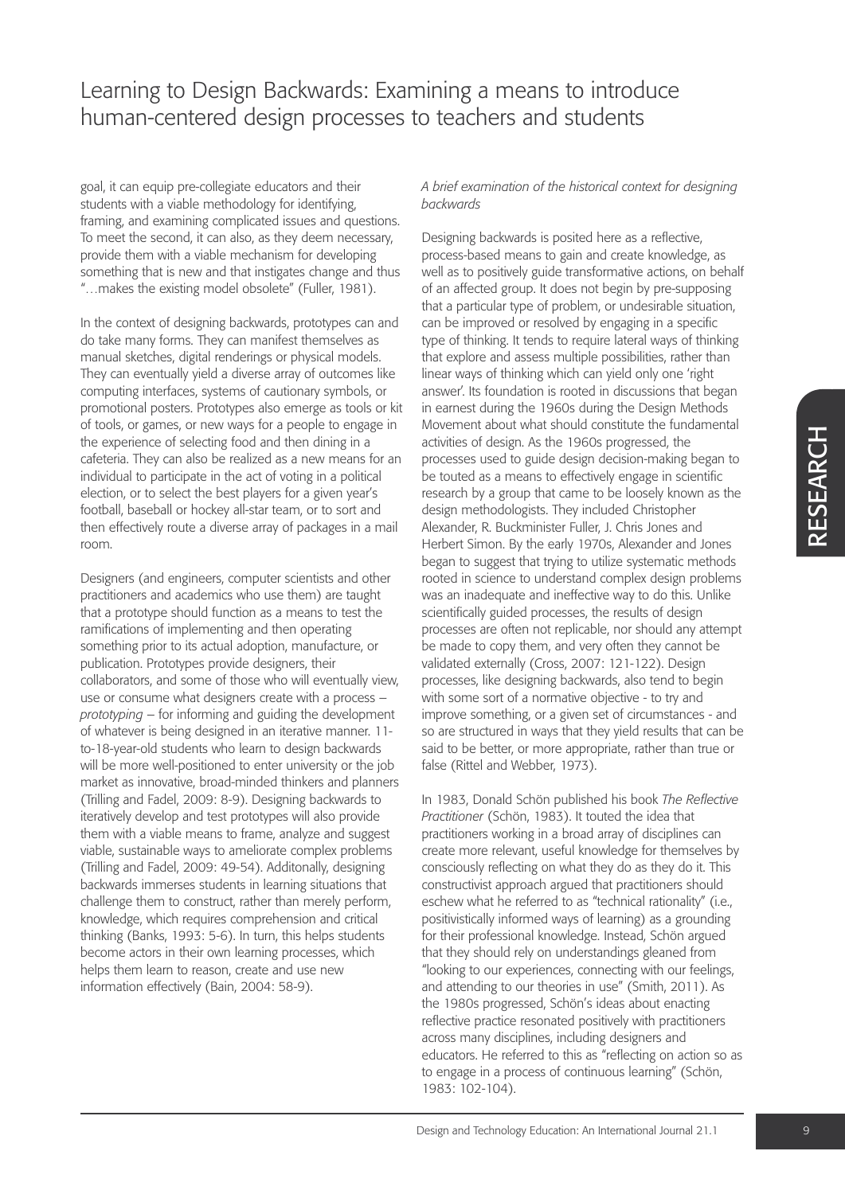goal, it can equip pre-collegiate educators and their students with a viable methodology for identifying, framing, and examining complicated issues and questions. To meet the second, it can also, as they deem necessary, provide them with a viable mechanism for developing something that is new and that instigates change and thus "…makes the existing model obsolete" (Fuller, 1981).

In the context of designing backwards, prototypes can and do take many forms. They can manifest themselves as manual sketches, digital renderings or physical models. They can eventually yield a diverse array of outcomes like computing interfaces, systems of cautionary symbols, or promotional posters. Prototypes also emerge as tools or kit of tools, or games, or new ways for a people to engage in the experience of selecting food and then dining in a cafeteria. They can also be realized as a new means for an individual to participate in the act of voting in a political election, or to select the best players for a given year's football, baseball or hockey all-star team, or to sort and then effectively route a diverse array of packages in a mail room.

Designers (and engineers, computer scientists and other practitioners and academics who use them) are taught that a prototype should function as a means to test the ramifications of implementing and then operating something prior to its actual adoption, manufacture, or publication. Prototypes provide designers, their collaborators, and some of those who will eventually view, use or consume what designers create with a process – *prototyping* – for informing and guiding the development of whatever is being designed in an iterative manner. 11-to-18-year-old students who learn to design backwards will be more well-positioned to enter university or the job market as innovative, broad-minded thinkers and planners (Trilling and Fadel, 2009: 8-9). Designing backwards to iteratively develop and test prototypes will also provide them with a viable means to frame, analyze and suggest viable, sustainable ways to ameliorate complex problems (Trilling and Fadel, 2009: 49-54). Additonally, designing backwards immerses students in learning situations that challenge them to construct, rather than merely perform, knowledge, which requires comprehension and critical thinking (Banks, 1993: 5-6). In turn, this helps students become actors in their own learning processes, which helps them learn to reason, create and use new information effectively (Bain, 2004: 58-9).

### *A brief examination of the historical context for designing backwards*

Designing backwards is posited here as a reflective, process-based means to gain and create knowledge, as well as to positively guide transformative actions, on behalf of an affected group. It does not begin by pre-supposing that a particular type of problem, or undesirable situation, can be improved or resolved by engaging in a specific type of thinking. It tends to require lateral ways of thinking that explore and assess multiple possibilities, rather than linear ways of thinking which can yield only one 'right answer'. Its foundation is rooted in discussions that began in earnest during the 1960s during the Design Methods Movement about what should constitute the fundamental activities of design. As the 1960s progressed, the processes used to guide design decision-making began to be touted as a means to effectively engage in scientific research by a group that came to be loosely known as the design methodologists. They included Christopher Alexander, R. Buckminister Fuller, J. Chris Jones and Herbert Simon. By the early 1970s, Alexander and Jones began to suggest that trying to utilize systematic methods rooted in science to understand complex design problems was an inadequate and ineffective way to do this. Unlike scientifically guided processes, the results of design processes are often not replicable, nor should any attempt be made to copy them, and very often they cannot be validated externally (Cross, 2007: 121-122). Design processes, like designing backwards, also tend to begin with some sort of a normative objective - to try and improve something, or a given set of circumstances - and so are structured in ways that they yield results that can be said to be better, or more appropriate, rather than true or false (Rittel and Webber, 1973).

In 1983, Donald Schön published his book *The Reflective Practitioner* (Schön, 1983). It touted the idea that practitioners working in a broad array of disciplines can create more relevant, useful knowledge for themselves by consciously reflecting on what they do as they do it. This constructivist approach argued that practitioners should eschew what he referred to as "technical rationality" (i.e., positivistically informed ways of learning) as a grounding for their professional knowledge. Instead, Schön argued that they should rely on understandings gleaned from "looking to our experiences, connecting with our feelings, and attending to our theories in use" (Smith, 2011). As the 1980s progressed, Schön's ideas about enacting reflective practice resonated positively with practitioners across many disciplines, including designers and educators. He referred to this as "reflecting on action so as to engage in a process of continuous learning" (Schön, 1983: 102-104).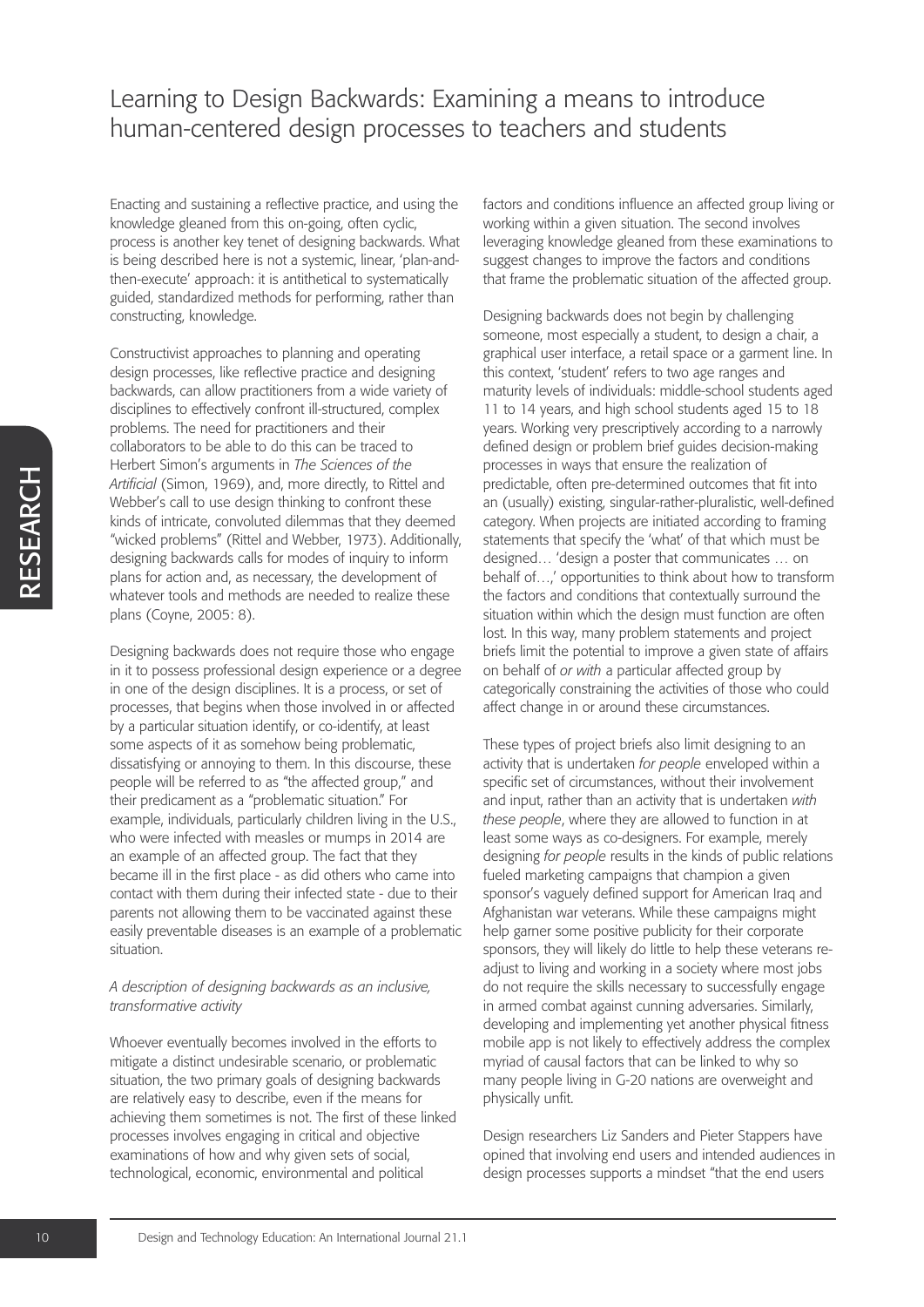Enacting and sustaining a reflective practice, and using the knowledge gleaned from this on-going, often cyclic, process is another key tenet of designing backwards. What is being described here is not a systemic, linear, 'plan-and-then-execute' approach: it is antithetical to systematically guided, standardized methods for performing, rather than constructing, knowledge.

Constructivist approaches to planning and operating design processes, like reflective practice and designing backwards, can allow practitioners from a wide variety of disciplines to effectively confront ill-structured, complex problems. The need for practitioners and their collaborators to be able to do this can be traced to Herbert Simon's arguments in *The Sciences of the Artificial* (Simon, 1969), and, more directly, to Rittel and Webber's call to use design thinking to confront these kinds of intricate, convoluted dilemmas that they deemed "wicked problems" (Rittel and Webber, 1973). Additionally, designing backwards calls for modes of inquiry to inform plans for action and, as necessary, the development of whatever tools and methods are needed to realize these plans (Coyne, 2005: 8).

Designing backwards does not require those who engage in it to possess professional design experience or a degree in one of the design disciplines. It is a process, or set of processes, that begins when those involved in or affected by a particular situation identify, or co-identify, at least some aspects of it as somehow being problematic, dissatisfying or annoying to them. In this discourse, these people will be referred to as "the affected group," and their predicament as a "problematic situation." For example, individuals, particularly children living in the U.S., who were infected with measles or mumps in 2014 are an example of an affected group. The fact that they became ill in the first place - as did others who came into contact with them during their infected state - due to their parents not allowing them to be vaccinated against these easily preventable diseases is an example of a problematic situation.

*A description of designing backwards as an inclusive, transformative activity*

Whoever eventually becomes involved in the efforts to mitigate a distinct undesirable scenario, or problematic situation, the two primary goals of designing backwards are relatively easy to describe, even if the means for achieving them sometimes is not. The first of these linked processes involves engaging in critical and objective examinations of how and why given sets of social, technological, economic, environmental and political factors and conditions influence an affected group living or working within a given situation. The second involves leveraging knowledge gleaned from these examinations to suggest changes to improve the factors and conditions that frame the problematic situation of the affected group.

Designing backwards does not begin by challenging someone, most especially a student, to design a chair, a graphical user interface, a retail space or a garment line. In this context, 'student' refers to two age ranges and maturity levels of individuals: middle-school students aged 11 to 14 years, and high school students aged 15 to 18 years. Working very prescriptively according to a narrowly defined design or problem brief guides decision-making processes in ways that ensure the realization of predictable, often pre-determined outcomes that fit into an (usually) existing, singular-rather-pluralistic, well-defined category. When projects are initiated according to framing statements that specify the 'what' of that which must be designed… 'design a poster that communicates … on behalf of…,' opportunities to think about how to transform the factors and conditions that contextually surround the situation within which the design must function are often lost. In this way, many problem statements and project briefs limit the potential to improve a given state of affairs on behalf of *or with* a particular affected group by categorically constraining the activities of those who could affect change in or around these circumstances.

These types of project briefs also limit designing to an activity that is undertaken *for people* enveloped within a specific set of circumstances, without their involvement and input, rather than an activity that is undertaken *with these people*, where they are allowed to function in at least some ways as co-designers. For example, merely designing *for people* results in the kinds of public relations fueled marketing campaigns that champion a given sponsor's vaguely defined support for American Iraq and Afghanistan war veterans. While these campaigns might help garner some positive publicity for their corporate sponsors, they will likely do little to help these veterans re-adjust to living and working in a society where most jobs do not require the skills necessary to successfully engage in armed combat against cunning adversaries. Similarly, developing and implementing yet another physical fitness mobile app is not likely to effectively address the complex myriad of causal factors that can be linked to why so many people living in G-20 nations are overweight and physically unfit.

Design researchers Liz Sanders and Pieter Stappers have opined that involving end users and intended audiences in design processes supports a mindset "that the end users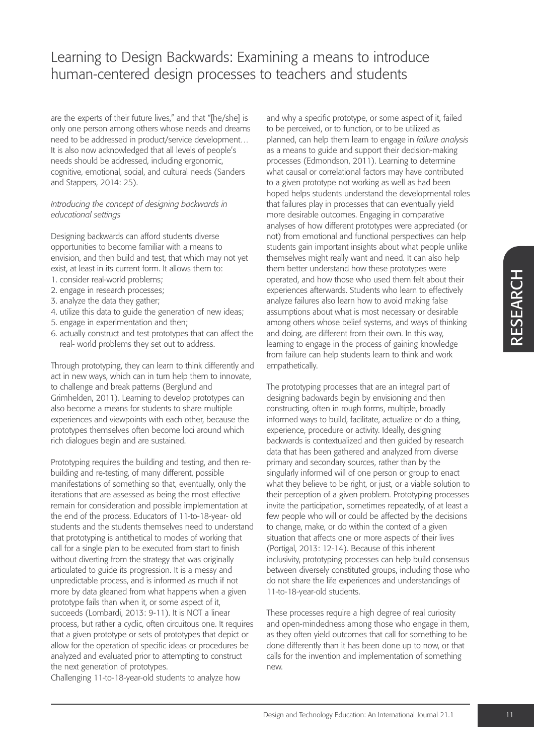are the experts of their future lives," and that "[he/she] is only one person among others whose needs and dreams need to be addressed in product/service development… It is also now acknowledged that all levels of people's needs should be addressed, including ergonomic, cognitive, emotional, social, and cultural needs (Sanders and Stappers, 2014: 25).

*Introducing the concept of designing backwards in educational settings*

Designing backwards can afford students diverse opportunities to become familiar with a means to envision, and then build and test, that which may not yet exist, at least in its current form. It allows them to:

1. consider real-world problems;
2. engage in research processes;
3. analyze the data they gather;
4. utilize this data to guide the generation of new ideas;
5. engage in experimentation and then;
6. actually construct and test prototypes that can affect the real- world problems they set out to address.

Through prototyping, they can learn to think differently and act in new ways, which can in turn help them to innovate, to challenge and break patterns (Berglund and Grimhelden, 2011). Learning to develop prototypes can also become a means for students to share multiple experiences and viewpoints with each other, because the prototypes themselves often become loci around which rich dialogues begin and are sustained.

Prototyping requires the building and testing, and then re-building and re-testing, of many different, possible manifestations of something so that, eventually, only the iterations that are assessed as being the most effective remain for consideration and possible implementation at the end of the process. Educators of 11-to-18-year- old students and the students themselves need to understand that prototyping is antithetical to modes of working that call for a single plan to be executed from start to finish without diverting from the strategy that was originally articulated to guide its progression. It is a messy and unpredictable process, and is informed as much if not more by data gleaned from what happens when a given prototype fails than when it, or some aspect of it, succeeds (Lombardi, 2013: 9-11). It is NOT a linear process, but rather a cyclic, often circuitous one. It requires that a given prototype or sets of prototypes that depict or allow for the operation of specific ideas or procedures be analyzed and evaluated prior to attempting to construct the next generation of prototypes.

Challenging 11-to-18-year-old students to analyze how and why a specific prototype, or some aspect of it, failed to be perceived, or to function, or to be utilized as planned, can help them learn to engage in *failure analysis* as a means to guide and support their decision-making processes (Edmondson, 2011). Learning to determine what causal or correlational factors may have contributed to a given prototype not working as well as had been hoped helps students understand the developmental roles that failures play in processes that can eventually yield more desirable outcomes. Engaging in comparative analyses of how different prototypes were appreciated (or not) from emotional and functional perspectives can help students gain important insights about what people unlike themselves might really want and need. It can also help them better understand how these prototypes were operated, and how those who used them felt about their experiences afterwards. Students who learn to effectively analyze failures also learn how to avoid making false assumptions about what is most necessary or desirable among others whose belief systems, and ways of thinking and doing, are different from their own. In this way, learning to engage in the process of gaining knowledge from failure can help students learn to think and work empathetically.

The prototyping processes that are an integral part of designing backwards begin by envisioning and then constructing, often in rough forms, multiple, broadly informed ways to build, facilitate, actualize or do a thing, experience, procedure or activity. Ideally, designing backwards is contextualized and then guided by research data that has been gathered and analyzed from diverse primary and secondary sources, rather than by the singularly informed will of one person or group to enact what they believe to be right, or just, or a viable solution to their perception of a given problem. Prototyping processes invite the participation, sometimes repeatedly, of at least a few people who will or could be affected by the decisions to change, make, or do within the context of a given situation that affects one or more aspects of their lives (Portigal, 2013: 12-14). Because of this inherent inclusivity, prototyping processes can help build consensus between diversely constituted groups, including those who do not share the life experiences and understandings of 11-to-18-year-old students.

These processes require a high degree of real curiosity and open-mindedness among those who engage in them, as they often yield outcomes that call for something to be done differently than it has been done up to now, or that calls for the invention and implementation of something new.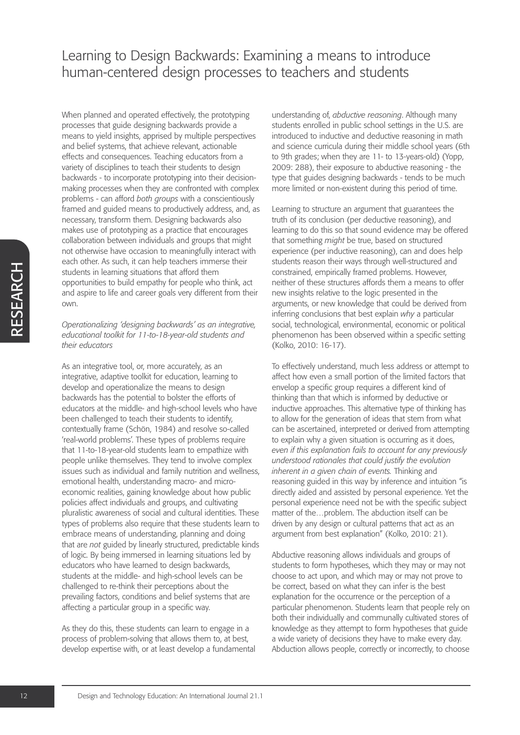# Learning to Design Backwards: Examining a means to introduce human-centered design processes to teachers and students

When planned and operated effectively, the prototyping processes that guide designing backwards provide a means to yield insights, apprised by multiple perspectives and belief systems, that achieve relevant, actionable effects and consequences. Teaching educators from a variety of disciplines to teach their students to design backwards - to incorporate prototyping into their decision-making processes when they are confronted with complex problems - can afford *both groups* with a conscientiously framed and guided means to productively address, and, as necessary, transform them. Designing backwards also makes use of prototyping as a practice that encourages collaboration between individuals and groups that might not otherwise have occasion to meaningfully interact with each other. As such, it can help teachers immerse their students in learning situations that afford them opportunities to build empathy for people who think, act and aspire to life and career goals very different from their own.

*Operationalizing 'designing backwards' as an integrative, educational toolkit for 11-to-18-year-old students and their educators*

As an integrative tool, or, more accurately, as an integrative, adaptive toolkit for education, learning to develop and operationalize the means to design backwards has the potential to bolster the efforts of educators at the middle- and high-school levels who have been challenged to teach their students to identify, contextually frame (Schön, 1984) and resolve so-called 'real-world problems'. These types of problems require that 11-to-18-year-old students learn to empathize with people unlike themselves. They tend to involve complex issues such as individual and family nutrition and wellness, emotional health, understanding macro- and micro-economic realities, gaining knowledge about how public policies affect individuals and groups, and cultivating pluralistic awareness of social and cultural identities. These types of problems also require that these students learn to embrace means of understanding, planning and doing that are *not* guided by linearly structured, predictable kinds of logic. By being immersed in learning situations led by educators who have learned to design backwards, students at the middle- and high-school levels can be challenged to re-think their perceptions about the prevailing factors, conditions and belief systems that are affecting a particular group in a specific way.

As they do this, these students can learn to engage in a process of problem-solving that allows them to, at best, develop expertise with, or at least develop a fundamental understanding of, *abductive reasoning*. Although many students enrolled in public school settings in the U.S. are introduced to inductive and deductive reasoning in math and science curricula during their middle school years (6th to 9th grades; when they are 11- to 13-years-old) (Yopp, 2009: 288), their exposure to abductive reasoning - the type that guides designing backwards - tends to be much more limited or non-existent during this period of time.

Learning to structure an argument that guarantees the truth of its conclusion (per deductive reasoning), and learning to do this so that sound evidence may be offered that something *might* be true, based on structured experience (per inductive reasoning), can and does help students reason their ways through well-structured and constrained, empirically framed problems. However, neither of these structures affords them a means to offer new insights relative to the logic presented in the arguments, or new knowledge that could be derived from inferring conclusions that best explain *why* a particular social, technological, environmental, economic or political phenomenon has been observed within a specific setting (Kolko, 2010: 16-17).

To effectively understand, much less address or attempt to affect how even a small portion of the limited factors that envelop a specific group requires a different kind of thinking than that which is informed by deductive or inductive approaches. This alternative type of thinking has to allow for the generation of ideas that stem from what can be ascertained, interpreted or derived from attempting to explain why a given situation is occurring as it does, *even if this explanation fails to account for any previously understood rationales that could justify the evolution inherent in a given chain of events.* Thinking and reasoning guided in this way by inference and intuition "is directly aided and assisted by personal experience. Yet the personal experience need not be with the specific subject matter of the…problem. The abduction itself can be driven by any design or cultural patterns that act as an argument from best explanation" (Kolko, 2010: 21).

Abductive reasoning allows individuals and groups of students to form hypotheses, which they may or may not choose to act upon, and which may or may not prove to be correct, based on what they can infer is the best explanation for the occurrence or the perception of a particular phenomenon. Students learn that people rely on both their individually and communally cultivated stores of knowledge as they attempt to form hypotheses that guide a wide variety of decisions they have to make every day. Abduction allows people, correctly or incorrectly, to choose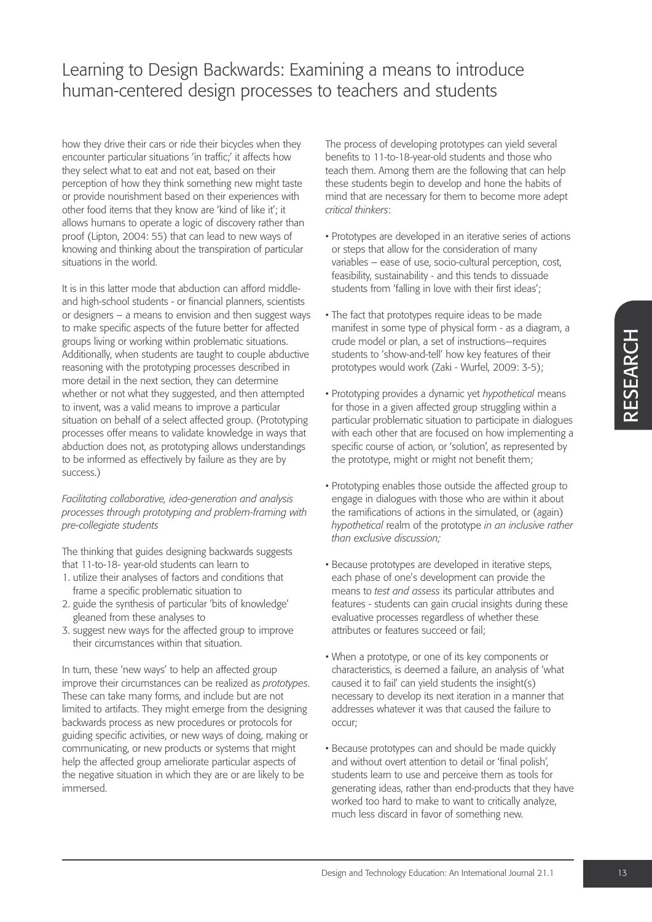how they drive their cars or ride their bicycles when they encounter particular situations 'in traffic;' it affects how they select what to eat and not eat, based on their perception of how they think something new might taste or provide nourishment based on their experiences with other food items that they know are 'kind of like it'; it allows humans to operate a logic of discovery rather than proof (Lipton, 2004: 55) that can lead to new ways of knowing and thinking about the transpiration of particular situations in the world.

It is in this latter mode that abduction can afford middle- and high-school students - or financial planners, scientists or designers – a means to envision and then suggest ways to make specific aspects of the future better for affected groups living or working within problematic situations. Additionally, when students are taught to couple abductive reasoning with the prototyping processes described in more detail in the next section, they can determine whether or not what they suggested, and then attempted to invent, was a valid means to improve a particular situation on behalf of a select affected group. (Prototyping processes offer means to validate knowledge in ways that abduction does not, as prototyping allows understandings to be informed as effectively by failure as they are by success.)

*Facilitating collaborative, idea-generation and analysis processes through prototyping and problem-framing with pre-collegiate students*

The thinking that guides designing backwards suggests that 11-to-18- year-old students can learn to

1. utilize their analyses of factors and conditions that frame a specific problematic situation to
2. guide the synthesis of particular 'bits of knowledge' gleaned from these analyses to
3. suggest new ways for the affected group to improve their circumstances within that situation.

In turn, these 'new ways' to help an affected group improve their circumstances can be realized as *prototypes*. These can take many forms, and include but are not limited to artifacts. They might emerge from the designing backwards process as new procedures or protocols for guiding specific activities, or new ways of doing, making or communicating, or new products or systems that might help the affected group ameliorate particular aspects of the negative situation in which they are or are likely to be immersed.

The process of developing prototypes can yield several benefits to 11-to-18-year-old students and those who teach them. Among them are the following that can help these students begin to develop and hone the habits of mind that are necessary for them to become more adept *critical thinkers*:

- Prototypes are developed in an iterative series of actions or steps that allow for the consideration of many variables – ease of use, socio-cultural perception, cost, feasibility, sustainability - and this tends to dissuade students from 'falling in love with their first ideas';
- The fact that prototypes require ideas to be made manifest in some type of physical form - as a diagram, a crude model or plan, a set of instructions—requires students to 'show-and-tell' how key features of their prototypes would work (Zaki - Wurfel, 2009: 3-5);
- Prototyping provides a dynamic yet *hypothetical* means for those in a given affected group struggling within a particular problematic situation to participate in dialogues with each other that are focused on how implementing a specific course of action, or 'solution', as represented by the prototype, might or might not benefit them;
- Prototyping enables those outside the affected group to engage in dialogues with those who are within it about the ramifications of actions in the simulated, or (again) *hypothetical* realm of the prototype *in an inclusive rather than exclusive discussion;*
- Because prototypes are developed in iterative steps, each phase of one's development can provide the means to *test and assess* its particular attributes and features - students can gain crucial insights during these evaluative processes regardless of whether these attributes or features succeed or fail;
- When a prototype, or one of its key components or characteristics, is deemed a failure, an analysis of 'what caused it to fail' can yield students the insight(s) necessary to develop its next iteration in a manner that addresses whatever it was that caused the failure to occur;
- Because prototypes can and should be made quickly and without overt attention to detail or 'final polish', students learn to use and perceive them as tools for generating ideas, rather than end-products that they have worked too hard to make to want to critically analyze, much less discard in favor of something new.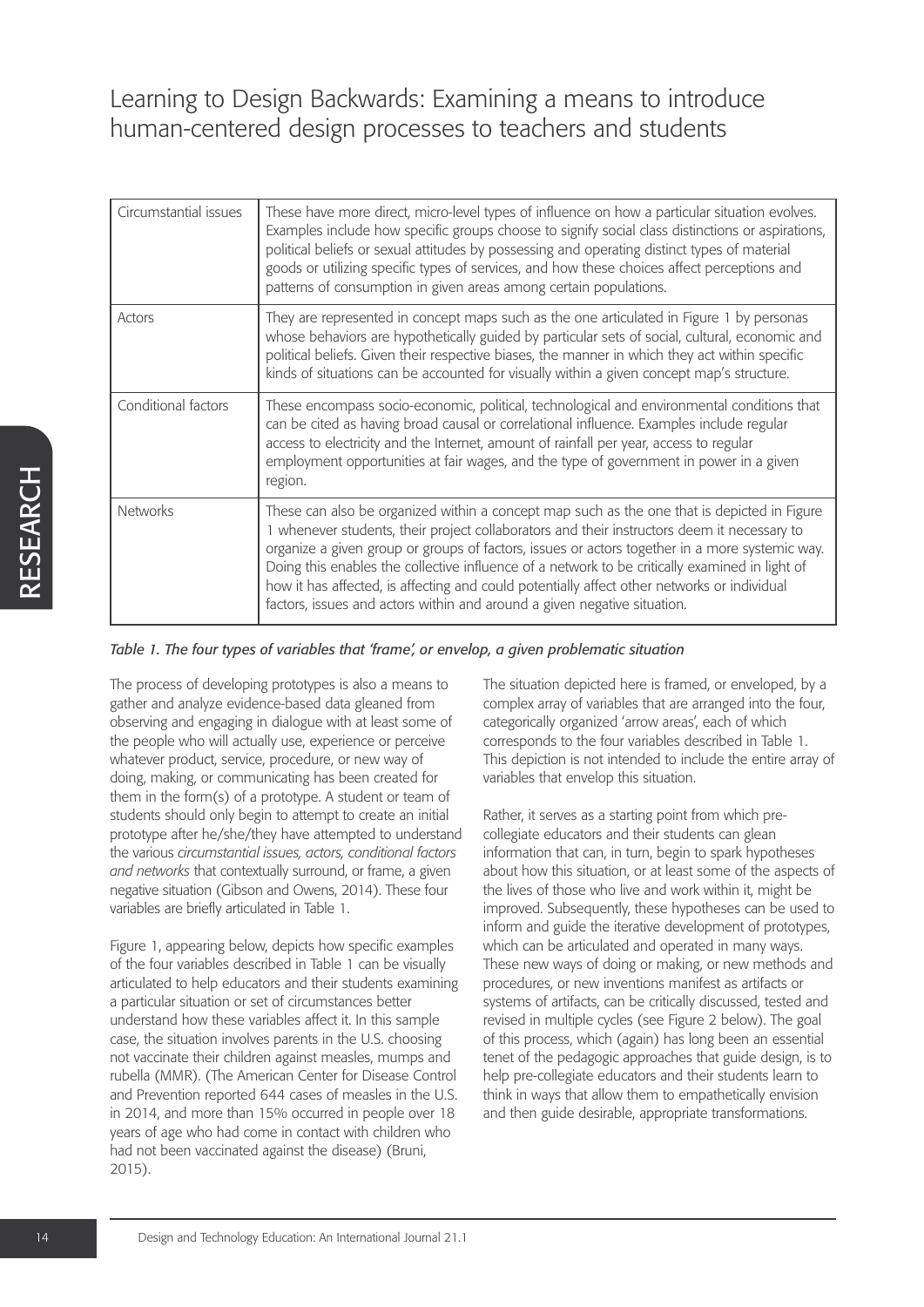| Circumstantial issues | These have more direct, micro-level types of influence on how a particular situation evolves. Examples include how specific groups choose to signify social class distinctions or aspirations, political beliefs or sexual attitudes by possessing and operating distinct types of material goods or utilizing specific types of services, and how these choices affect perceptions and patterns of consumption in given areas among certain populations. |
|---|---|
| Actors | They are represented in concept maps such as the one articulated in Figure 1 by personas whose behaviors are hypothetically guided by particular sets of social, cultural, economic and political beliefs. Given their respective biases, the manner in which they act within specific kinds of situations can be accounted for visually within a given concept map's structure. |
| Conditional factors | These encompass socio-economic, political, technological and environmental conditions that can be cited as having broad causal or correlational influence. Examples include regular access to electricity and the Internet, amount of rainfall per year, access to regular employment opportunities at fair wages, and the type of government in power in a given region. |
| Networks | These can also be organized within a concept map such as the one that is depicted in Figure 1 whenever students, their project collaborators and their instructors deem it necessary to organize a given group or groups of factors, issues or actors together in a more systemic way. Doing this enables the collective influence of a network to be critically examined in light of how it has affected, is affecting and could potentially affect other networks or individual factors, issues and actors within and around a given negative situation. |

*Table 1. The four types of variables that 'frame', or envelop, a given problematic situation*

The process of developing prototypes is also a means to gather and analyze evidence-based data gleaned from observing and engaging in dialogue with at least some of the people who will actually use, experience or perceive whatever product, service, procedure, or new way of doing, making, or communicating has been created for them in the form(s) of a prototype. A student or team of students should only begin to attempt to create an initial prototype after he/she/they have attempted to understand the various *circumstantial issues, actors, conditional factors and networks* that contextually surround, or frame, a given negative situation (Gibson and Owens, 2014). These four variables are briefly articulated in Table 1.

Figure 1, appearing below, depicts how specific examples of the four variables described in Table 1 can be visually articulated to help educators and their students examining a particular situation or set of circumstances better understand how these variables affect it. In this sample case, the situation involves parents in the U.S. choosing not vaccinate their children against measles, mumps and rubella (MMR). (The American Center for Disease Control and Prevention reported 644 cases of measles in the U.S. in 2014, and more than 15% occurred in people over 18 years of age who had come in contact with children who had not been vaccinated against the disease) (Bruni, 2015).

The situation depicted here is framed, or enveloped, by a complex array of variables that are arranged into the four, categorically organized 'arrow areas', each of which corresponds to the four variables described in Table 1. This depiction is not intended to include the entire array of variables that envelop this situation.

Rather, it serves as a starting point from which pre-collegiate educators and their students can glean information that can, in turn, begin to spark hypotheses about how this situation, or at least some of the aspects of the lives of those who live and work within it, might be improved. Subsequently, these hypotheses can be used to inform and guide the iterative development of prototypes, which can be articulated and operated in many ways. These new ways of doing or making, or new methods and procedures, or new inventions manifest as artifacts or systems of artifacts, can be critically discussed, tested and revised in multiple cycles (see Figure 2 below). The goal of this process, which (again) has long been an essential tenet of the pedagogic approaches that guide design, is to help pre-collegiate educators and their students learn to think in ways that allow them to empathetically envision and then guide desirable, appropriate transformations.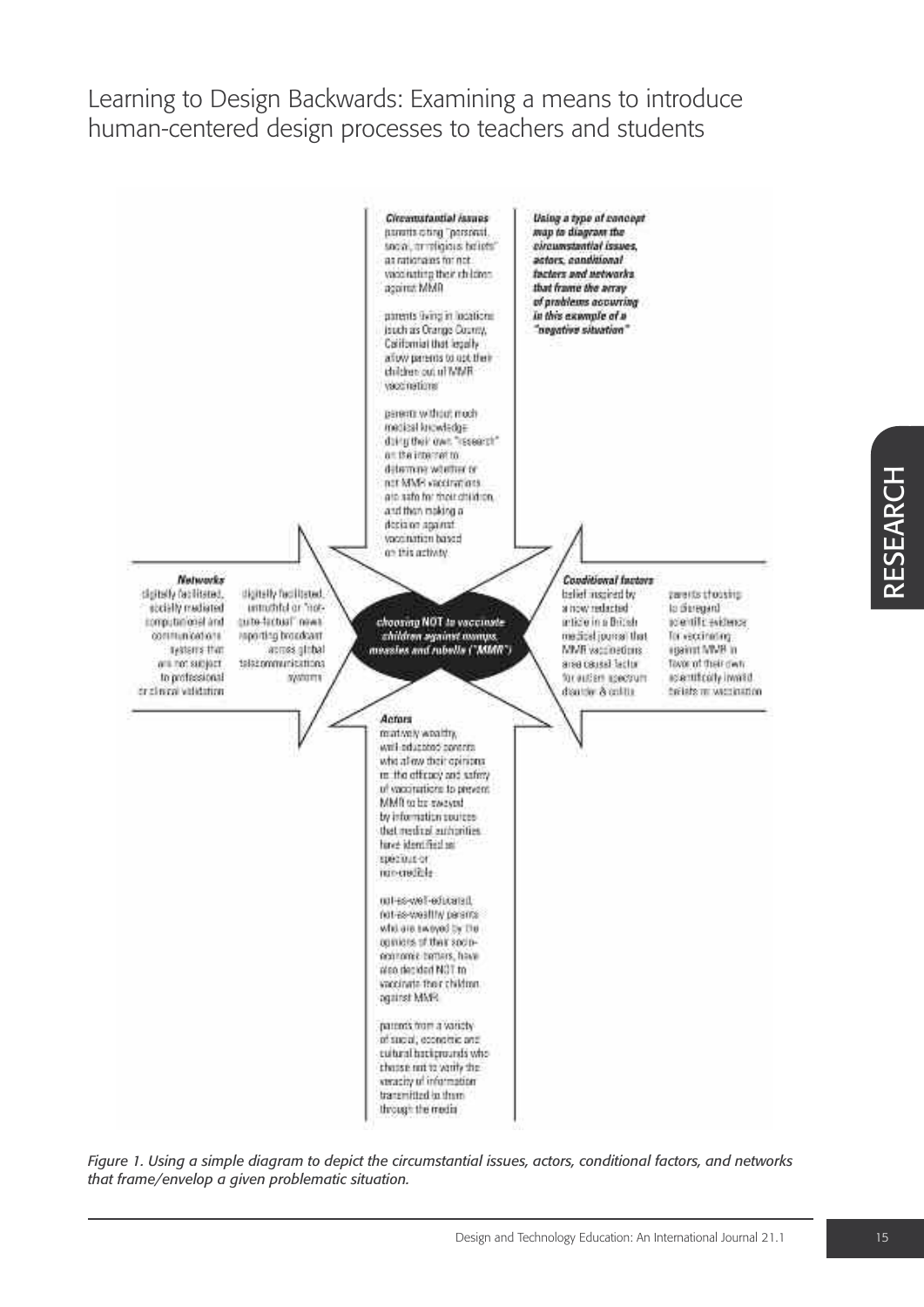# Learning to Design Backwards: Examining a means to introduce human-centered design processes to teachers and students

***Circumstantial issues***

parents citing "personal, social, or religious beliefs" as rationales for not vaccinating their children against MMR

parents living in locations (such as Orange County, California) that legally allow parents to opt their children out of MMR vaccinations

parents without much medical knowledge doing their own "research" on the internet to determine whether or not MMR vaccinations are safe for their children, and then making a decision against vaccination based on this activity

***Using a type of concept map to diagram the circumstantial issues, actors, conditional factors and networks that frame the array of problems occurring in this example of a "negative situation"***

***Networks***

digitally facilitated, socially mediated computational and communications systems that are not subject to professional or clinical validation

digitally facilitated, untruthful or "not-quite-factual" news reporting broadcast across global telecommunications systems

***choosing NOT to vaccinate children against mumps, measles and rubella ("MMR")***

***Conditional factors***

belief inspired by a now redacted article in a British medical journal that MMR vaccinations area causal factor for autism spectrum disorder & colitis

parents choosing to disregard scientific evidence for vaccinating against MMR in favor of their own scientifically invalid beliefs re: vaccination

***Actors***

relatively wealthy, well-educated parents who allow their opinions re: the efficacy and safety of vaccinations to prevent MMR to be swayed by information sources that medical authorities have identified as specious or non-credible

not-as-well-educated, not-as-wealthy parents who are swayed by the opinions of their socio-economic betters, have also decided NOT to vaccinate their children against MMR

parents from a variety of social, economic and cultural backgrounds who choose not to verify the veracity of information transmitted to them through the media

*Figure 1. Using a simple diagram to depict the circumstantial issues, actors, conditional factors, and networks that frame/envelop a given problematic situation.*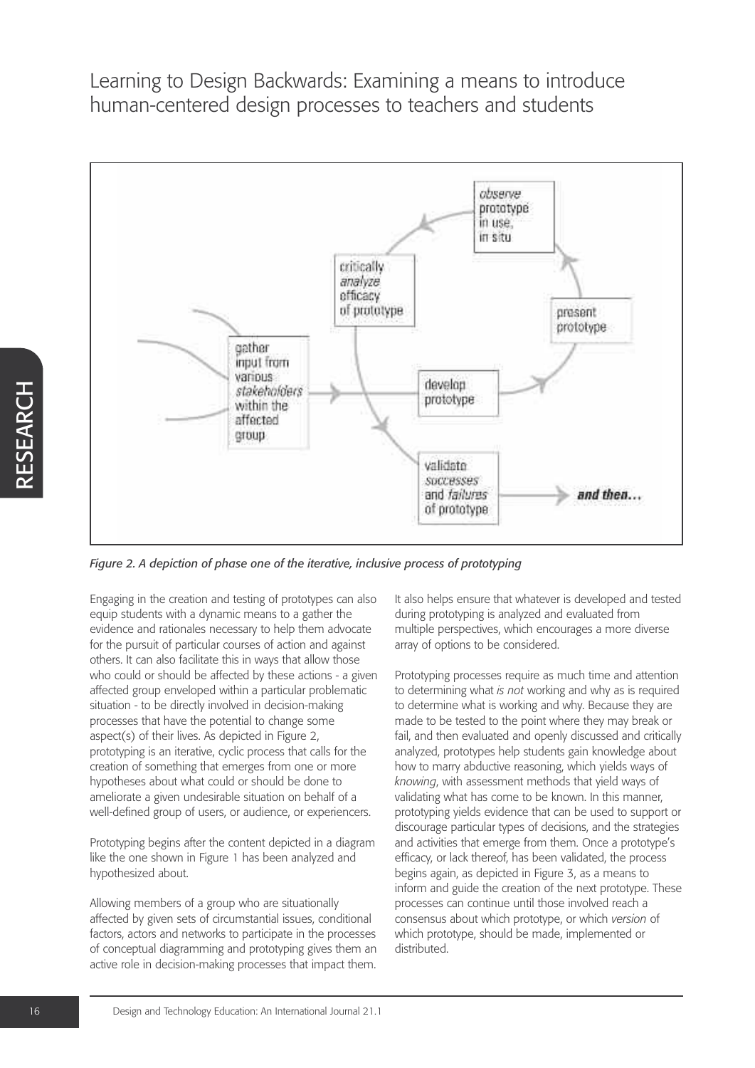# Learning to Design Backwards: Examining a means to introduce human-centered design processes to teachers and students

*Figure 2. A depiction of phase one of the iterative, inclusive process of prototyping*

Engaging in the creation and testing of prototypes can also equip students with a dynamic means to a gather the evidence and rationales necessary to help them advocate for the pursuit of particular courses of action and against others. It can also facilitate this in ways that allow those who could or should be affected by these actions - a given affected group enveloped within a particular problematic situation - to be directly involved in decision-making processes that have the potential to change some aspect(s) of their lives. As depicted in Figure 2, prototyping is an iterative, cyclic process that calls for the creation of something that emerges from one or more hypotheses about what could or should be done to ameliorate a given undesirable situation on behalf of a well-defined group of users, or audience, or experiencers.

Prototyping begins after the content depicted in a diagram like the one shown in Figure 1 has been analyzed and hypothesized about.

Allowing members of a group who are situationally affected by given sets of circumstantial issues, conditional factors, actors and networks to participate in the processes of conceptual diagramming and prototyping gives them an active role in decision-making processes that impact them. It also helps ensure that whatever is developed and tested during prototyping is analyzed and evaluated from multiple perspectives, which encourages a more diverse array of options to be considered.

Prototyping processes require as much time and attention to determining what *is not* working and why as is required to determine what is working and why. Because they are made to be tested to the point where they may break or fail, and then evaluated and openly discussed and critically analyzed, prototypes help students gain knowledge about how to marry abductive reasoning, which yields ways of *knowing*, with assessment methods that yield ways of validating what has come to be known. In this manner, prototyping yields evidence that can be used to support or discourage particular types of decisions, and the strategies and activities that emerge from them. Once a prototype's efficacy, or lack thereof, has been validated, the process begins again, as depicted in Figure 3, as a means to inform and guide the creation of the next prototype. These processes can continue until those involved reach a consensus about which prototype, or which *version* of which prototype, should be made, implemented or distributed.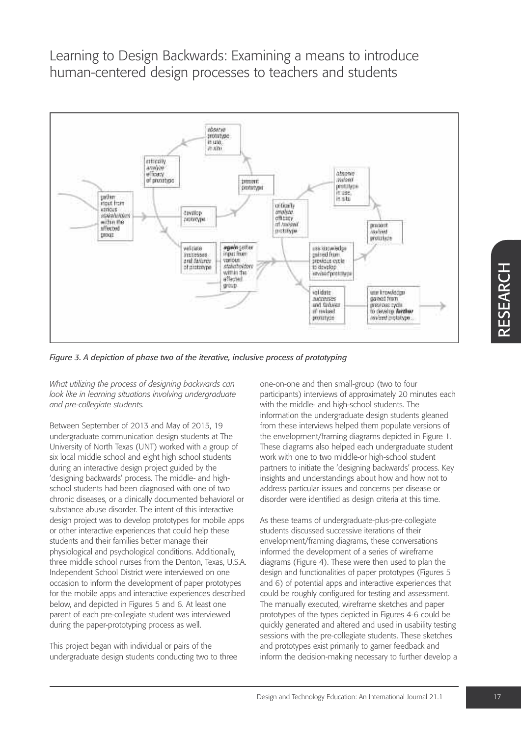# Learning to Design Backwards: Examining a means to introduce human-centered design processes to teachers and students

*Figure 3. A depiction of phase two of the iterative, inclusive process of prototyping*

*What utilizing the process of designing backwards can look like in learning situations involving undergraduate and pre-collegiate students.*

Between September of 2013 and May of 2015, 19 undergraduate communication design students at The University of North Texas (UNT) worked with a group of six local middle school and eight high school students during an interactive design project guided by the 'designing backwards' process. The middle- and high-school students had been diagnosed with one of two chronic diseases, or a clinically documented behavioral or substance abuse disorder. The intent of this interactive design project was to develop prototypes for mobile apps or other interactive experiences that could help these students and their families better manage their physiological and psychological conditions. Additionally, three middle school nurses from the Denton, Texas, U.S.A. Independent School District were interviewed on one occasion to inform the development of paper prototypes for the mobile apps and interactive experiences described below, and depicted in Figures 5 and 6. At least one parent of each pre-collegiate student was interviewed during the paper-prototyping process as well.

This project began with individual or pairs of the undergraduate design students conducting two to three one-on-one and then small-group (two to four participants) interviews of approximately 20 minutes each with the middle- and high-school students. The information the undergraduate design students gleaned from these interviews helped them populate versions of the envelopment/framing diagrams depicted in Figure 1. These diagrams also helped each undergraduate student work with one to two middle-or high-school student partners to initiate the 'designing backwards' process. Key insights and understandings about how and how not to address particular issues and concerns per disease or disorder were identified as design criteria at this time.

As these teams of undergraduate-plus-pre-collegiate students discussed successive iterations of their envelopment/framing diagrams, these conversations informed the development of a series of wireframe diagrams (Figure 4). These were then used to plan the design and functionalities of paper prototypes (Figures 5 and 6) of potential apps and interactive experiences that could be roughly configured for testing and assessment. The manually executed, wireframe sketches and paper prototypes of the types depicted in Figures 4-6 could be quickly generated and altered and used in usability testing sessions with the pre-collegiate students. These sketches and prototypes exist primarily to garner feedback and inform the decision-making necessary to further develop a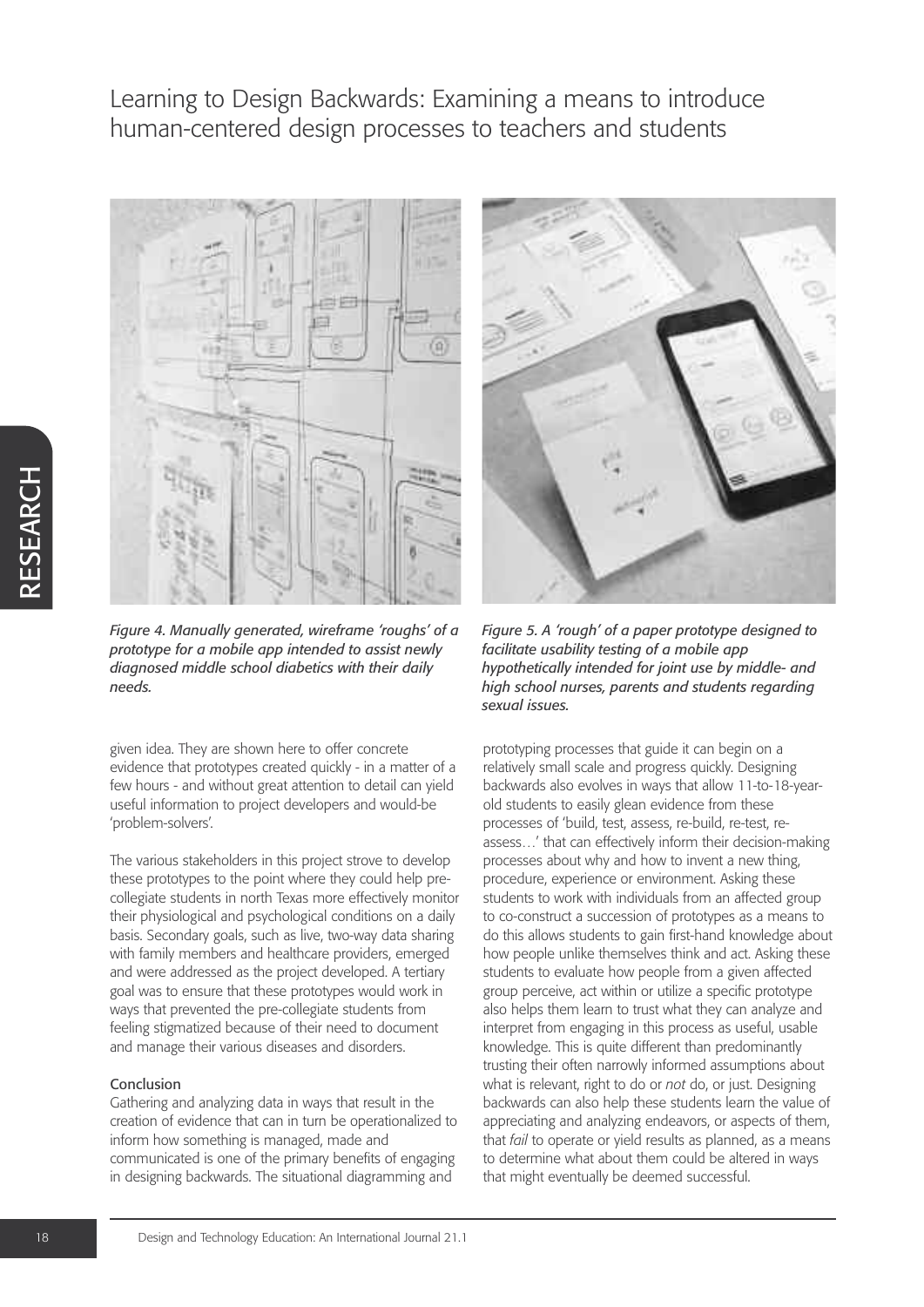*Figure 4. Manually generated, wireframe 'roughs' of a prototype for a mobile app intended to assist newly diagnosed middle school diabetics with their daily needs.*

*Figure 5. A 'rough' of a paper prototype designed to facilitate usability testing of a mobile app hypothetically intended for joint use by middle- and high school nurses, parents and students regarding sexual issues.*

given idea. They are shown here to offer concrete evidence that prototypes created quickly - in a matter of a few hours - and without great attention to detail can yield useful information to project developers and would-be 'problem-solvers'.

The various stakeholders in this project strove to develop these prototypes to the point where they could help pre-collegiate students in north Texas more effectively monitor their physiological and psychological conditions on a daily basis. Secondary goals, such as live, two-way data sharing with family members and healthcare providers, emerged and were addressed as the project developed. A tertiary goal was to ensure that these prototypes would work in ways that prevented the pre-collegiate students from feeling stigmatized because of their need to document and manage their various diseases and disorders.

## Conclusion

Gathering and analyzing data in ways that result in the creation of evidence that can in turn be operationalized to inform how something is managed, made and communicated is one of the primary benefits of engaging in designing backwards. The situational diagramming and prototyping processes that guide it can begin on a relatively small scale and progress quickly. Designing backwards also evolves in ways that allow 11-to-18-year-old students to easily glean evidence from these processes of 'build, test, assess, re-build, re-test, re-assess…' that can effectively inform their decision-making processes about why and how to invent a new thing, procedure, experience or environment. Asking these students to work with individuals from an affected group to co-construct a succession of prototypes as a means to do this allows students to gain first-hand knowledge about how people unlike themselves think and act. Asking these students to evaluate how people from a given affected group perceive, act within or utilize a specific prototype also helps them learn to trust what they can analyze and interpret from engaging in this process as useful, usable knowledge. This is quite different than predominantly trusting their often narrowly informed assumptions about what is relevant, right to do or *not* do, or just. Designing backwards can also help these students learn the value of appreciating and analyzing endeavors, or aspects of them, that *fail* to operate or yield results as planned, as a means to determine what about them could be altered in ways that might eventually be deemed successful.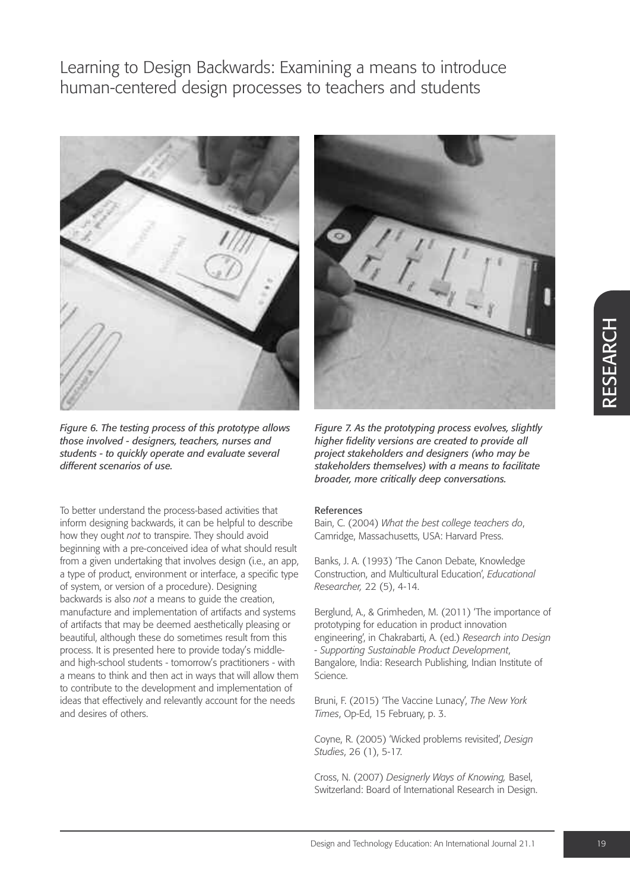*Figure 6. The testing process of this prototype allows those involved - designers, teachers, nurses and students - to quickly operate and evaluate several different scenarios of use.*

*Figure 7. As the prototyping process evolves, slightly higher fidelity versions are created to provide all project stakeholders and designers (who may be stakeholders themselves) with a means to facilitate broader, more critically deep conversations.*

To better understand the process-based activities that inform designing backwards, it can be helpful to describe how they ought *not* to transpire. They should avoid beginning with a pre-conceived idea of what should result from a given undertaking that involves design (i.e., an app, a type of product, environment or interface, a specific type of system, or version of a procedure). Designing backwards is also *not* a means to guide the creation, manufacture and implementation of artifacts and systems of artifacts that may be deemed aesthetically pleasing or beautiful, although these do sometimes result from this process. It is presented here to provide today's middle- and high-school students - tomorrow's practitioners - with a means to think and then act in ways that will allow them to contribute to the development and implementation of ideas that effectively and relevantly account for the needs and desires of others.

### References

Bain, C. (2004) *What the best college teachers do*, Camridge, Massachusetts, USA: Harvard Press.

Banks, J. A. (1993) 'The Canon Debate, Knowledge Construction, and Multicultural Education', *Educational Researcher,* 22 (5), 4-14.

Berglund, A., & Grimheden, M. (2011) 'The importance of prototyping for education in product innovation engineering', in Chakrabarti, A. (ed.) *Research into Design - Supporting Sustainable Product Development*, Bangalore, India: Research Publishing, Indian Institute of Science.

Bruni, F. (2015) 'The Vaccine Lunacy', *The New York Times*, Op-Ed, 15 February, p. 3.

Coyne, R. (2005) 'Wicked problems revisited', *Design Studies*, 26 (1), 5-17.

Cross, N. (2007) *Designerly Ways of Knowing,* Basel, Switzerland: Board of International Research in Design.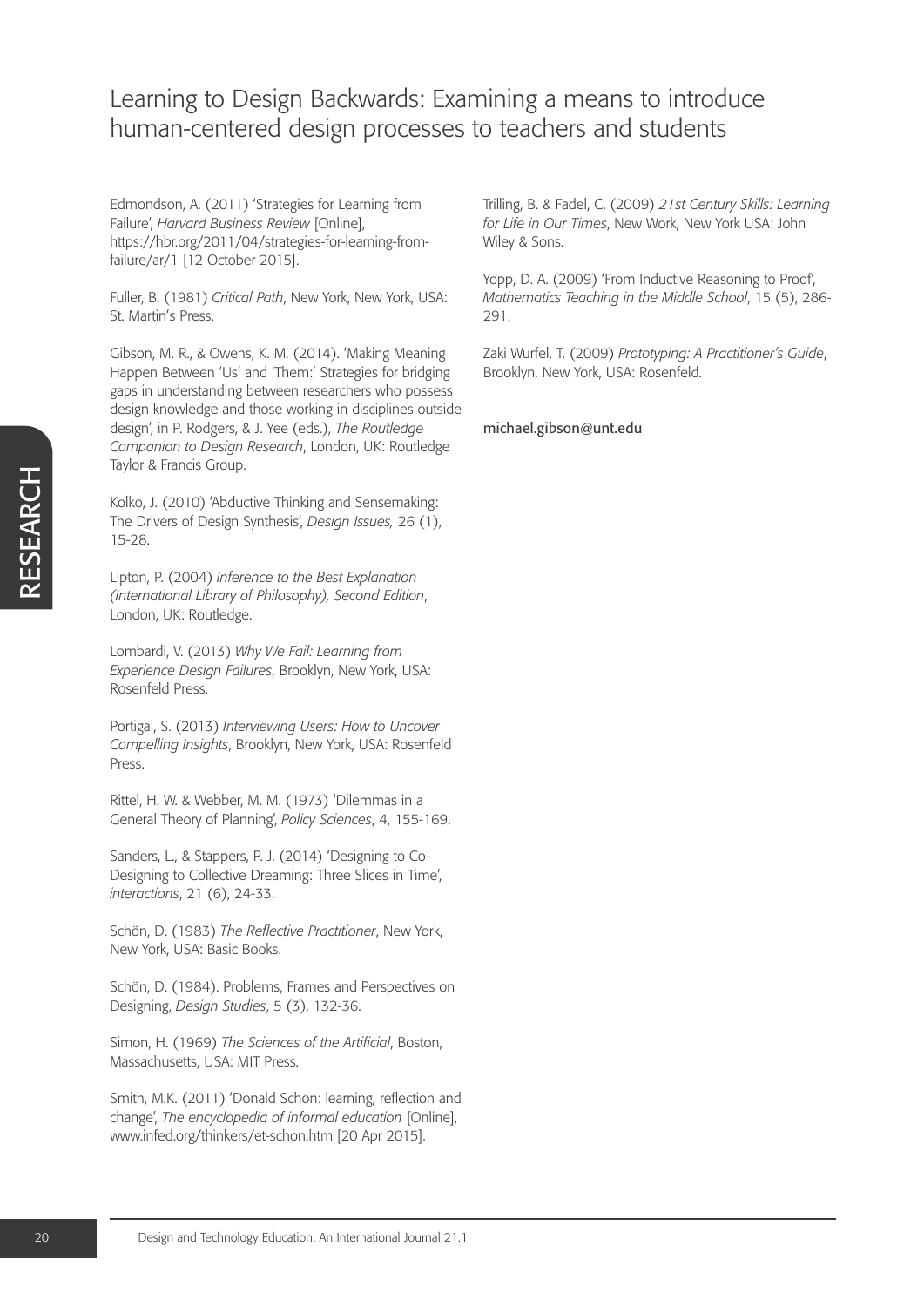Edmondson, A. (2011) 'Strategies for Learning from Failure', *Harvard Business Review* [Online], https://hbr.org/2011/04/strategies-for-learning-from-failure/ar/1 [12 October 2015].

Fuller, B. (1981) *Critical Path*, New York, New York, USA: St. Martin's Press.

Gibson, M. R., & Owens, K. M. (2014). 'Making Meaning Happen Between 'Us' and 'Them:' Strategies for bridging gaps in understanding between researchers who possess design knowledge and those working in disciplines outside design', in P. Rodgers, & J. Yee (eds.), *The Routledge Companion to Design Research*, London, UK: Routledge Taylor & Francis Group.

Kolko, J. (2010) 'Abductive Thinking and Sensemaking: The Drivers of Design Synthesis', *Design Issues,* 26 (1), 15-28.

Lipton, P. (2004) *Inference to the Best Explanation (International Library of Philosophy), Second Edition*, London, UK: Routledge.

Lombardi, V. (2013) *Why We Fail: Learning from Experience Design Failures*, Brooklyn, New York, USA: Rosenfeld Press.

Portigal, S. (2013) *Interviewing Users: How to Uncover Compelling Insights*, Brooklyn, New York, USA: Rosenfeld Press.

Rittel, H. W. & Webber, M. M. (1973) 'Dilemmas in a General Theory of Planning', *Policy Sciences*, 4, 155-169.

Sanders, L., & Stappers, P. J. (2014) 'Designing to Co-Designing to Collective Dreaming: Three Slices in Time', *interactions*, 21 (6), 24-33.

Schön, D. (1983) *The Reflective Practitioner*, New York, New York, USA: Basic Books.

Schön, D. (1984). Problems, Frames and Perspectives on Designing, *Design Studies*, 5 (3), 132-36.

Simon, H. (1969) *The Sciences of the Artificial*, Boston, Massachusetts, USA: MIT Press.

Smith, M.K. (2011) 'Donald Schön: learning, reflection and change', *The encyclopedia of informal education* [Online], www.infed.org/thinkers/et-schon.htm [20 Apr 2015].

Trilling, B. & Fadel, C. (2009) *21st Century Skills: Learning for Life in Our Times*, New Work, New York USA: John Wiley & Sons.

Yopp, D. A. (2009) 'From Inductive Reasoning to Proof', *Mathematics Teaching in the Middle School*, 15 (5), 286-291.

Zaki Wurfel, T. (2009) *Prototyping: A Practitioner's Guide*, Brooklyn, New York, USA: Rosenfeld.

michael.gibson@unt.edu